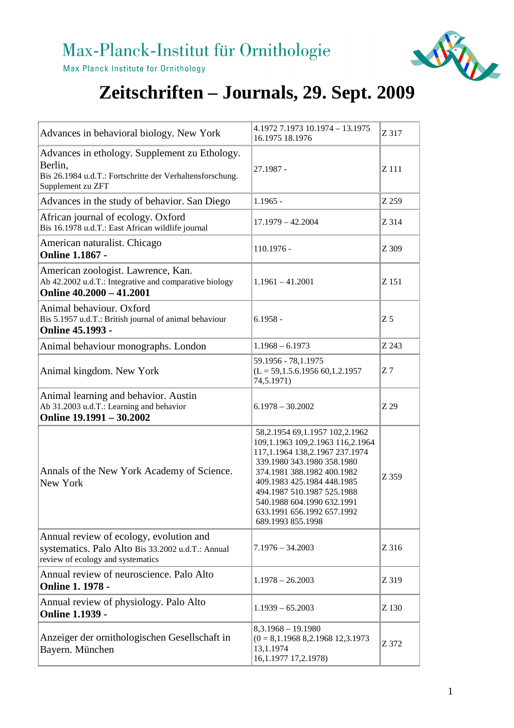Max-Planck-Institut für Ornithologie

Max Planck Institute for Ornithology

# Zeitschriften – Journals, 29. Sept. 2009

| | | |
|---|---|---|
| Advances in behavioral biology. New York | 4.1972 7.1973 10.1974 – 13.1975 16.1975 18.1976 | Z 317 |
| Advances in ethology. Supplement zu Ethology. Berlin,<br>Bis 26.1984 u.d.T.: Fortschritte der Verhaltensforschung. Supplement zu ZFT | 27.1987 - | Z 111 |
| Advances in the study of behavior. San Diego | 1.1965 - | Z 259 |
| African journal of ecology. Oxford<br>Bis 16.1978 u.d.T.: East African wildlife journal | 17.1979 – 42.2004 | Z 314 |
| American naturalist. Chicago<br>**Online 1.1867 -** | 110.1976 - | Z 309 |
| American zoologist. Lawrence, Kan.<br>Ab 42.2002 u.d.T.: Integrative and comparative biology<br>**Online 40.2000 – 41.2001** | 1.1961 – 41.2001 | Z 151 |
| Animal behaviour. Oxford<br>Bis 5.1957 u.d.T.: British journal of animal behaviour<br>**Online 45.1993 -** | 6.1958 - | Z 5 |
| Animal behaviour monographs. London | 1.1968 – 6.1973 | Z 243 |
| Animal kingdom. New York | 59.1956 - 78,1.1975<br>(L = 59,1.5.6.1956 60,1.2.1957 74,5.1971) | Z 7 |
| Animal learning and behavior. Austin<br>Ab 31.2003 u.d.T.: Learning and behavior<br>**Online 19.1991 – 30.2002** | 6.1978 – 30.2002 | Z 29 |
| Annals of the New York Academy of Science. New York | 58,2.1954 69,1.1957 102,2.1962 109,1.1963 109,2.1963 116,2.1964 117,1.1964 138,2.1967 237.1974 339.1980 343.1980 358.1980 374.1981 388.1982 400.1982 409.1983 425.1984 448.1985 494.1987 510.1987 525.1988 540.1988 604.1990 632.1991 633.1991 656.1992 657.1992 689.1993 855.1998 | Z 359 |
| Annual review of ecology, evolution and systematics. Palo Alto Bis 33.2002 u.d.T.: Annual review of ecology and systematics | 7.1976 – 34.2003 | Z 316 |
| Annual review of neuroscience. Palo Alto<br>**Online 1. 1978 -** | 1.1978 – 26.2003 | Z 319 |
| Annual review of physiology. Palo Alto<br>**Online 1.1939 -** | 1.1939 – 65.2003 | Z 130 |
| Anzeiger der ornithologischen Gesellschaft in Bayern. München | 8,3.1968 – 19.1980<br>(0 = 8,1.1968 8,2.1968 12,3.1973 13,1.1974<br>16,1.1977 17,2.1978) | Z 372 |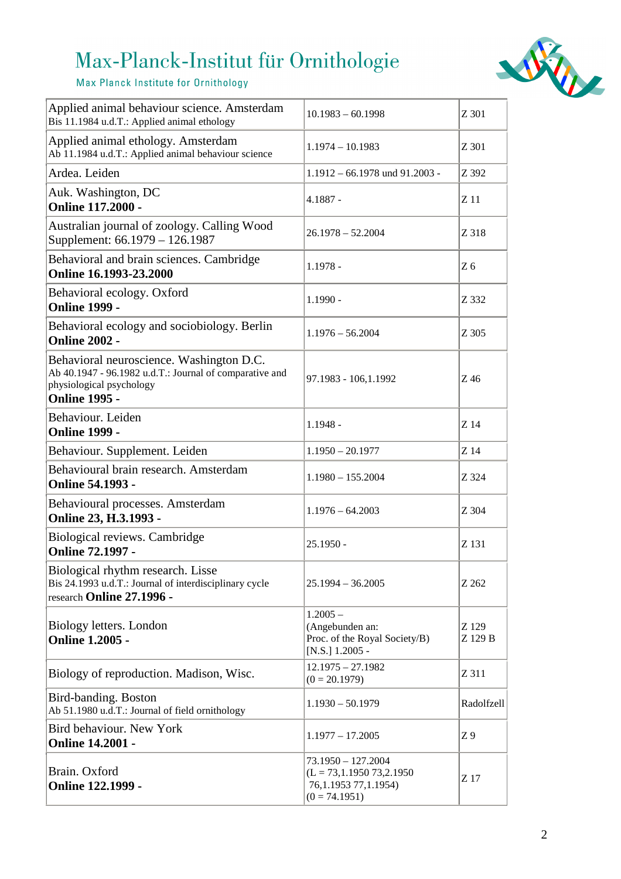# Max-Planck-Institut für Ornithologie

Max Planck Institute for Ornithology

| | | |
|---|---|---|
| Applied animal behaviour science. Amsterdam<br>Bis 11.1984 u.d.T.: Applied animal ethology | 10.1983 – 60.1998 | Z 301 |
| Applied animal ethology. Amsterdam<br>Ab 11.1984 u.d.T.: Applied animal behaviour science | 1.1974 – 10.1983 | Z 301 |
| Ardea. Leiden | 1.1912 – 66.1978 und 91.2003 - | Z 392 |
| Auk. Washington, DC<br>**Online 117.2000 -** | 4.1887 - | Z 11 |
| Australian journal of zoology. Calling Wood<br>Supplement: 66.1979 – 126.1987 | 26.1978 – 52.2004 | Z 318 |
| Behavioral and brain sciences. Cambridge<br>**Online 16.1993-23.2000** | 1.1978 - | Z 6 |
| Behavioral ecology. Oxford<br>**Online 1999 -** | 1.1990 - | Z 332 |
| Behavioral ecology and sociobiology. Berlin<br>**Online 2002 -** | 1.1976 – 56.2004 | Z 305 |
| Behavioral neuroscience. Washington D.C.<br>Ab 40.1947 - 96.1982 u.d.T.: Journal of comparative and physiological psychology<br>**Online 1995 -** | 97.1983 - 106,1.1992 | Z 46 |
| Behaviour. Leiden<br>**Online 1999 -** | 1.1948 - | Z 14 |
| Behaviour. Supplement. Leiden | 1.1950 – 20.1977 | Z 14 |
| Behavioural brain research. Amsterdam<br>**Online 54.1993 -** | 1.1980 – 155.2004 | Z 324 |
| Behavioural processes. Amsterdam<br>**Online 23, H.3.1993 -** | 1.1976 – 64.2003 | Z 304 |
| Biological reviews. Cambridge<br>**Online 72.1997 -** | 25.1950 - | Z 131 |
| Biological rhythm research. Lisse<br>Bis 24.1993 u.d.T.: Journal of interdisciplinary cycle research **Online 27.1996 -** | 25.1994 – 36.2005 | Z 262 |
| Biology letters. London<br>**Online 1.2005 -** | 1.2005 –<br>(Angebunden an:<br>Proc. of the Royal Society/B)<br>[N.S.] 1.2005 - | Z 129<br>Z 129 B |
| Biology of reproduction. Madison, Wisc. | 12.1975 – 27.1982<br>(0 = 20.1979) | Z 311 |
| Bird-banding. Boston<br>Ab 51.1980 u.d.T.: Journal of field ornithology | 1.1930 – 50.1979 | Radolfzell |
| Bird behaviour. New York<br>**Online 14.2001 -** | 1.1977 – 17.2005 | Z 9 |
| Brain. Oxford<br>**Online 122.1999 -** | 73.1950 – 127.2004<br>(L = 73,1.1950 73,2.1950<br>76,1.1953 77,1.1954)<br>(0 = 74.1951) | Z 17 |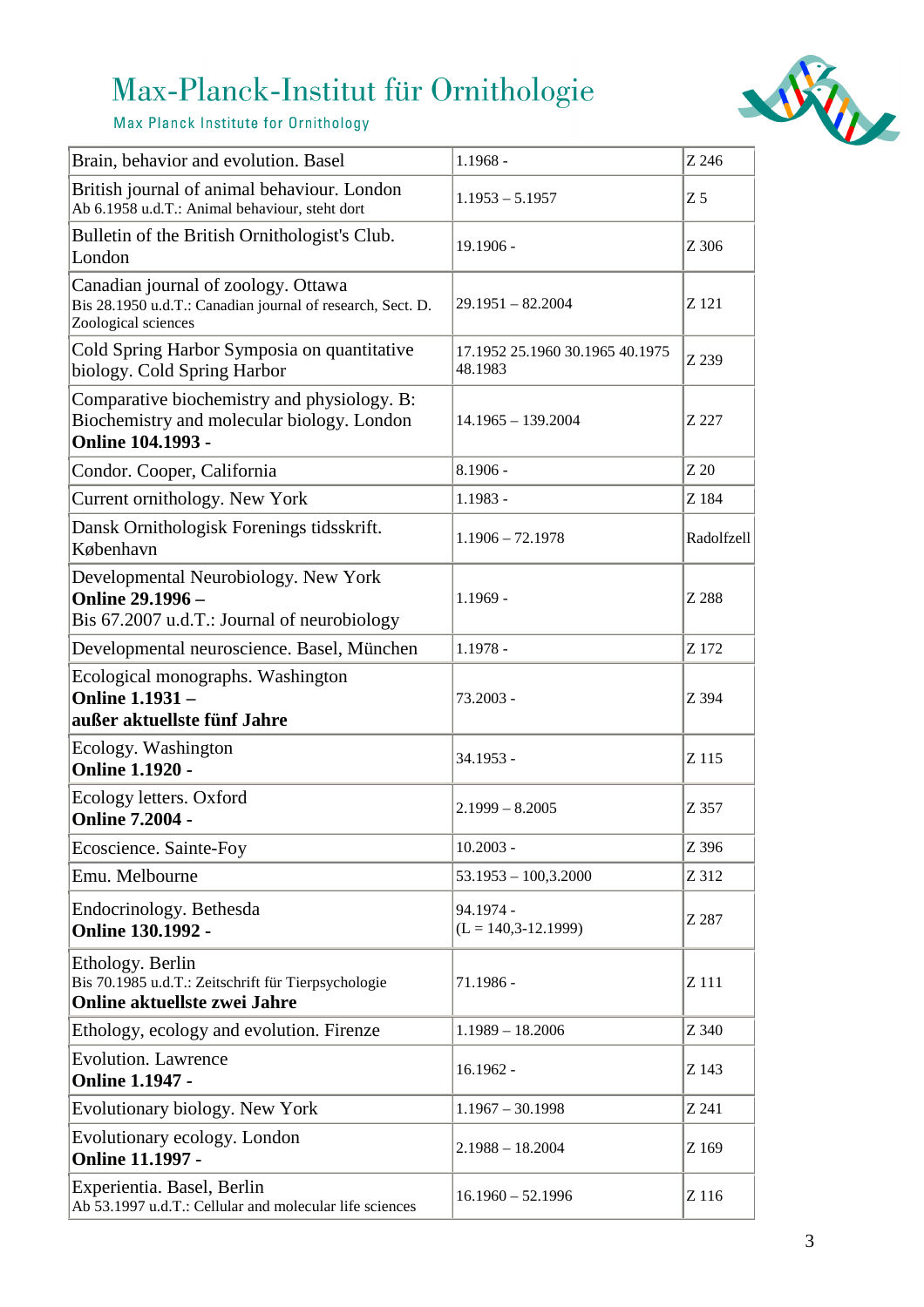| | | |
|---|---|---|
| Brain, behavior and evolution. Basel | 1.1968 - | Z 246 |
| British journal of animal behaviour. London<br>Ab 6.1958 u.d.T.: Animal behaviour, steht dort | 1.1953 – 5.1957 | Z 5 |
| Bulletin of the British Ornithologist's Club. London | 19.1906 - | Z 306 |
| Canadian journal of zoology. Ottawa<br>Bis 28.1950 u.d.T.: Canadian journal of research, Sect. D. Zoological sciences | 29.1951 – 82.2004 | Z 121 |
| Cold Spring Harbor Symposia on quantitative biology. Cold Spring Harbor | 17.1952 25.1960 30.1965 40.1975 48.1983 | Z 239 |
| Comparative biochemistry and physiology. B: Biochemistry and molecular biology. London<br>**Online 104.1993 -** | 14.1965 – 139.2004 | Z 227 |
| Condor. Cooper, California | 8.1906 - | Z 20 |
| Current ornithology. New York | 1.1983 - | Z 184 |
| Dansk Ornithologisk Forenings tidsskrift. København | 1.1906 – 72.1978 | Radolfzell |
| Developmental Neurobiology. New York<br>**Online 29.1996 –**<br>Bis 67.2007 u.d.T.: Journal of neurobiology | 1.1969 - | Z 288 |
| Developmental neuroscience. Basel, München | 1.1978 - | Z 172 |
| Ecological monographs. Washington<br>**Online 1.1931 –**<br>**außer aktuellste fünf Jahre** | 73.2003 - | Z 394 |
| Ecology. Washington<br>**Online 1.1920 -** | 34.1953 - | Z 115 |
| Ecology letters. Oxford<br>**Online 7.2004 -** | 2.1999 – 8.2005 | Z 357 |
| Ecoscience. Sainte-Foy | 10.2003 - | Z 396 |
| Emu. Melbourne | 53.1953 – 100,3.2000 | Z 312 |
| Endocrinology. Bethesda<br>**Online 130.1992 -** | 94.1974 -<br>(L = 140,3-12.1999) | Z 287 |
| Ethology. Berlin<br>Bis 70.1985 u.d.T.: Zeitschrift für Tierpsychologie<br>**Online aktuellste zwei Jahre** | 71.1986 - | Z 111 |
| Ethology, ecology and evolution. Firenze | 1.1989 – 18.2006 | Z 340 |
| Evolution. Lawrence<br>**Online 1.1947 -** | 16.1962 - | Z 143 |
| Evolutionary biology. New York | 1.1967 – 30.1998 | Z 241 |
| Evolutionary ecology. London<br>**Online 11.1997 -** | 2.1988 – 18.2004 | Z 169 |
| Experientia. Basel, Berlin<br>Ab 53.1997 u.d.T.: Cellular and molecular life sciences | 16.1960 – 52.1996 | Z 116 |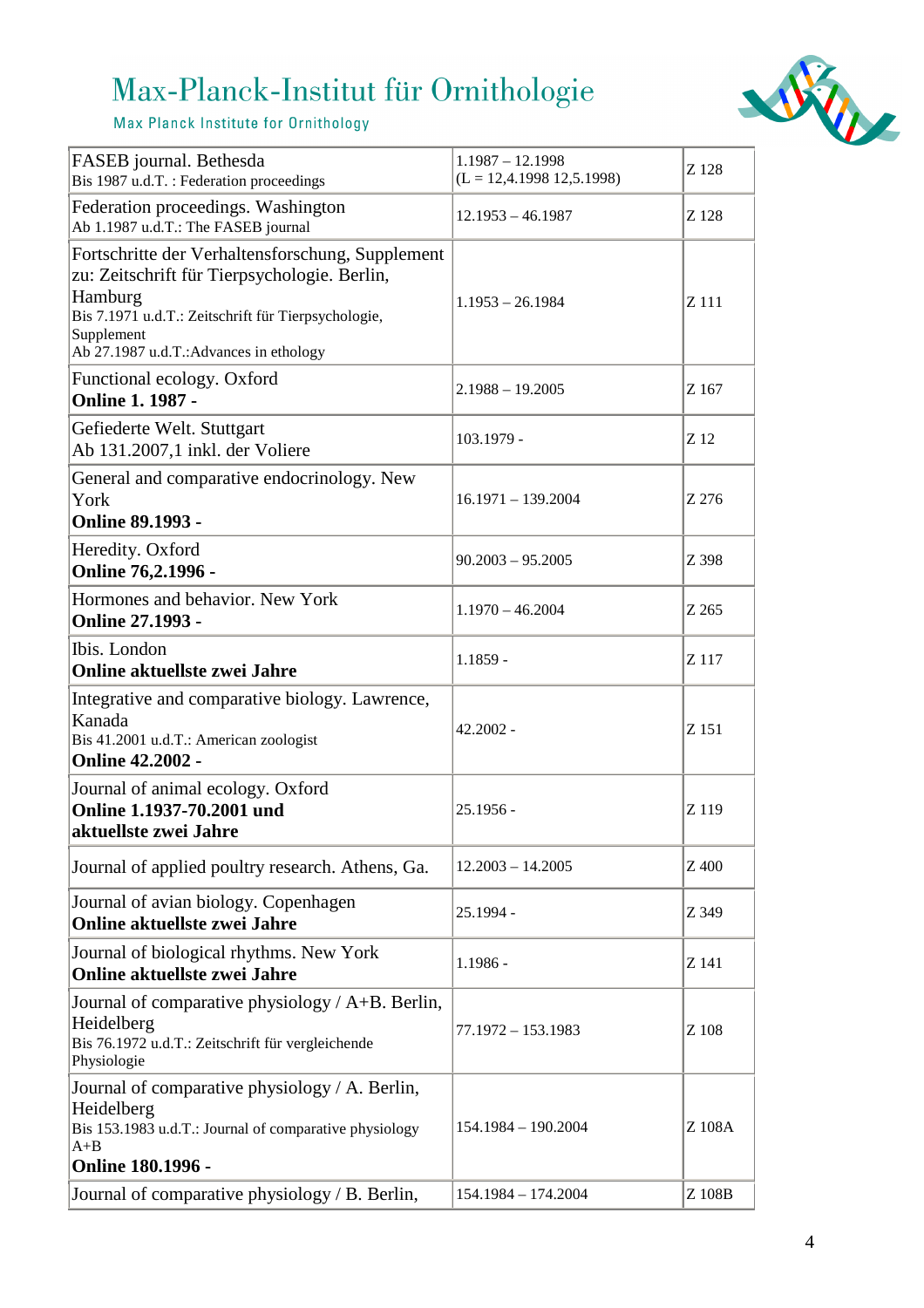# Max-Planck-Institut für Ornithologie

Max Planck Institute for Ornithology

| Titel | Bestand | Signatur |
| --- | --- | --- |
| FASEB journal. Bethesda<br>Bis 1987 u.d.T. : Federation proceedings | 1.1987 – 12.1998<br>(L = 12,4.1998 12,5.1998) | Z 128 |
| Federation proceedings. Washington<br>Ab 1.1987 u.d.T.: The FASEB journal | 12.1953 – 46.1987 | Z 128 |
| Fortschritte der Verhaltensforschung, Supplement zu: Zeitschrift für Tierpsychologie. Berlin, Hamburg<br>Bis 7.1971 u.d.T.: Zeitschrift für Tierpsychologie, Supplement<br>Ab 27.1987 u.d.T.:Advances in ethology | 1.1953 – 26.1984 | Z 111 |
| Functional ecology. Oxford<br>**Online 1. 1987 -** | 2.1988 – 19.2005 | Z 167 |
| Gefiederte Welt. Stuttgart<br>Ab 131.2007,1 inkl. der Voliere | 103.1979 - | Z 12 |
| General and comparative endocrinology. New York<br>**Online 89.1993 -** | 16.1971 – 139.2004 | Z 276 |
| Heredity. Oxford<br>**Online 76,2.1996 -** | 90.2003 – 95.2005 | Z 398 |
| Hormones and behavior. New York<br>**Online 27.1993 -** | 1.1970 – 46.2004 | Z 265 |
| Ibis. London<br>**Online aktuellste zwei Jahre** | 1.1859 - | Z 117 |
| Integrative and comparative biology. Lawrence, Kanada<br>Bis 41.2001 u.d.T.: American zoologist<br>**Online 42.2002 -** | 42.2002 - | Z 151 |
| Journal of animal ecology. Oxford<br>**Online 1.1937-70.2001 und aktuellste zwei Jahre** | 25.1956 - | Z 119 |
| Journal of applied poultry research. Athens, Ga. | 12.2003 – 14.2005 | Z 400 |
| Journal of avian biology. Copenhagen<br>**Online aktuellste zwei Jahre** | 25.1994 - | Z 349 |
| Journal of biological rhythms. New York<br>**Online aktuellste zwei Jahre** | 1.1986 - | Z 141 |
| Journal of comparative physiology / A+B. Berlin, Heidelberg<br>Bis 76.1972 u.d.T.: Zeitschrift für vergleichende Physiologie | 77.1972 – 153.1983 | Z 108 |
| Journal of comparative physiology / A. Berlin, Heidelberg<br>Bis 153.1983 u.d.T.: Journal of comparative physiology A+B<br>**Online 180.1996 -** | 154.1984 – 190.2004 | Z 108A |
| Journal of comparative physiology / B. Berlin, | 154.1984 – 174.2004 | Z 108B |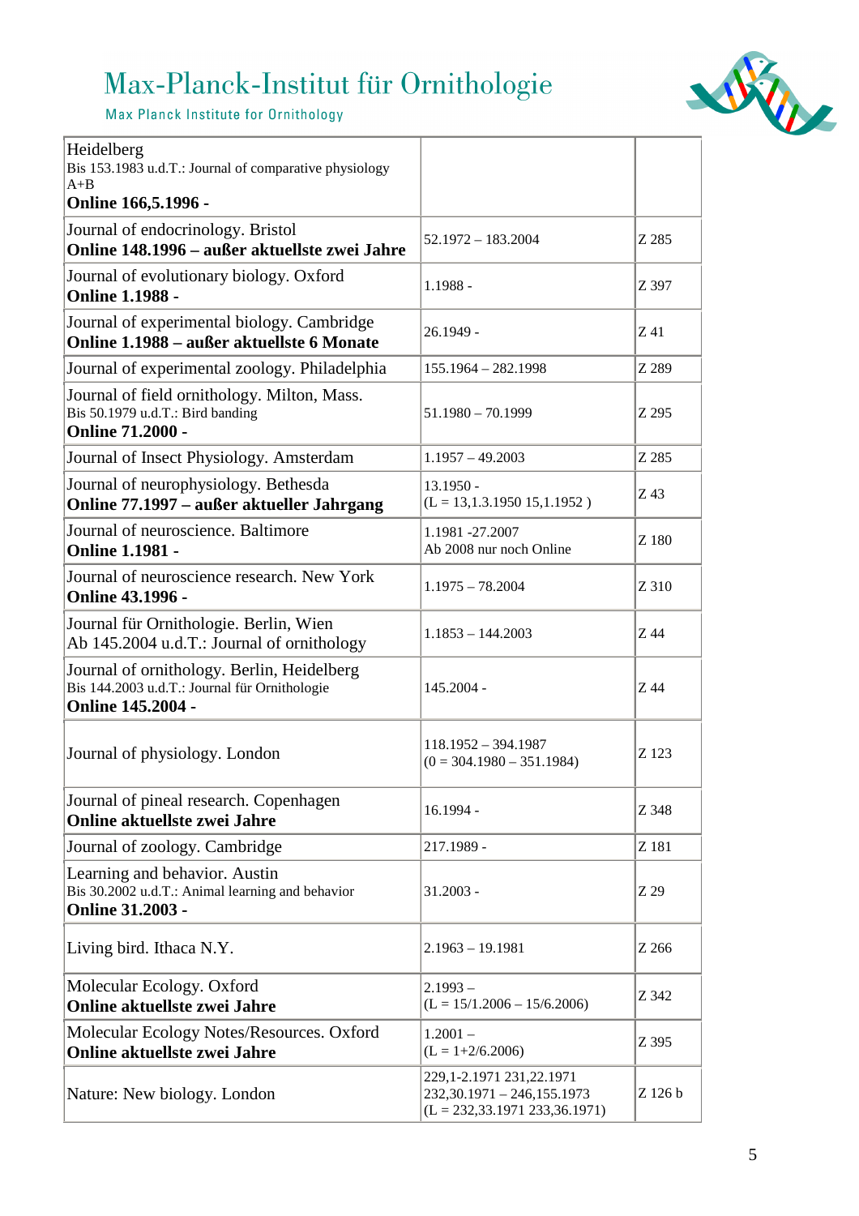| | | |
|---|---|---|
| Heidelberg<br>Bis 153.1983 u.d.T.: Journal of comparative physiology A+B<br>**Online 166,5.1996 -** | | |
| Journal of endocrinology. Bristol<br>**Online 148.1996 – außer aktuellste zwei Jahre** | 52.1972 – 183.2004 | Z 285 |
| Journal of evolutionary biology. Oxford<br>**Online 1.1988 -** | 1.1988 - | Z 397 |
| Journal of experimental biology. Cambridge<br>**Online 1.1988 – außer aktuellste 6 Monate** | 26.1949 - | Z 41 |
| Journal of experimental zoology. Philadelphia | 155.1964 – 282.1998 | Z 289 |
| Journal of field ornithology. Milton, Mass.<br>Bis 50.1979 u.d.T.: Bird banding<br>**Online 71.2000 -** | 51.1980 – 70.1999 | Z 295 |
| Journal of Insect Physiology. Amsterdam | 1.1957 – 49.2003 | Z 285 |
| Journal of neurophysiology. Bethesda<br>**Online 77.1997 – außer aktueller Jahrgang** | 13.1950 -<br>(L = 13,1.3.1950 15,1.1952 ) | Z 43 |
| Journal of neuroscience. Baltimore<br>**Online 1.1981 -** | 1.1981 -27.2007<br>Ab 2008 nur noch Online | Z 180 |
| Journal of neuroscience research. New York<br>**Online 43.1996 -** | 1.1975 – 78.2004 | Z 310 |
| Journal für Ornithologie. Berlin, Wien<br>Ab 145.2004 u.d.T.: Journal of ornithology | 1.1853 – 144.2003 | Z 44 |
| Journal of ornithology. Berlin, Heidelberg<br>Bis 144.2003 u.d.T.: Journal für Ornithologie<br>**Online 145.2004 -** | 145.2004 - | Z 44 |
| Journal of physiology. London | 118.1952 – 394.1987<br>(0 = 304.1980 – 351.1984) | Z 123 |
| Journal of pineal research. Copenhagen<br>**Online aktuellste zwei Jahre** | 16.1994 - | Z 348 |
| Journal of zoology. Cambridge | 217.1989 - | Z 181 |
| Learning and behavior. Austin<br>Bis 30.2002 u.d.T.: Animal learning and behavior<br>**Online 31.2003 -** | 31.2003 - | Z 29 |
| Living bird. Ithaca N.Y. | 2.1963 – 19.1981 | Z 266 |
| Molecular Ecology. Oxford<br>**Online aktuellste zwei Jahre** | 2.1993 –<br>(L = 15/1.2006 – 15/6.2006) | Z 342 |
| Molecular Ecology Notes/Resources. Oxford<br>**Online aktuellste zwei Jahre** | 1.2001 –<br>(L = 1+2/6.2006) | Z 395 |
| Nature: New biology. London | 229,1-2.1971 231,22.1971<br>232,30.1971 – 246,155.1973<br>(L = 232,33.1971 233,36.1971) | Z 126 b |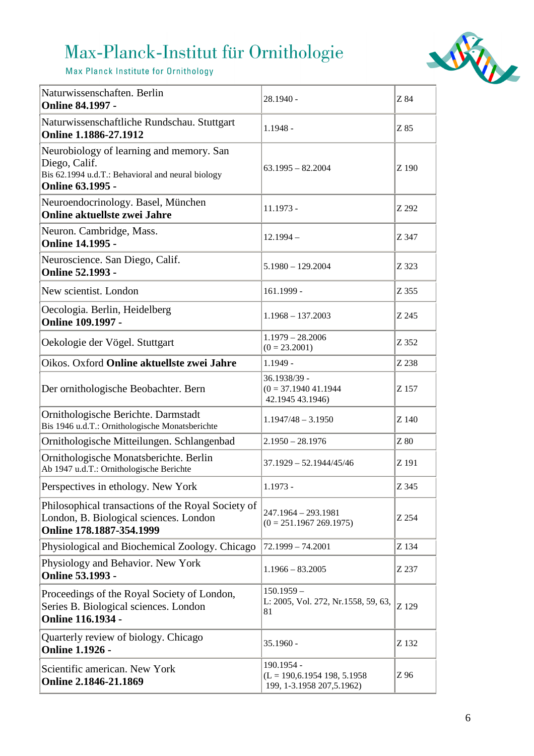# Max-Planck-Institut für Ornithologie

Max Planck Institute for Ornithology

| Title | Holdings | Call number |
|---|---|---|
| Naturwissenschaften. Berlin<br>**Online 84.1997 -** | 28.1940 - | Z 84 |
| Naturwissenschaftliche Rundschau. Stuttgart<br>**Online 1.1886-27.1912** | 1.1948 - | Z 85 |
| Neurobiology of learning and memory. San Diego, Calif.<br>Bis 62.1994 u.d.T.: Behavioral and neural biology<br>**Online 63.1995 -** | 63.1995 – 82.2004 | Z 190 |
| Neuroendocrinology. Basel, München<br>**Online aktuellste zwei Jahre** | 11.1973 - | Z 292 |
| Neuron. Cambridge, Mass.<br>**Online 14.1995 -** | 12.1994 – | Z 347 |
| Neuroscience. San Diego, Calif.<br>**Online 52.1993 -** | 5.1980 – 129.2004 | Z 323 |
| New scientist. London | 161.1999 - | Z 355 |
| Oecologia. Berlin, Heidelberg<br>**Online 109.1997 -** | 1.1968 – 137.2003 | Z 245 |
| Oekologie der Vögel. Stuttgart | 1.1979 – 28.2006<br>(0 = 23.2001) | Z 352 |
| Oikos. Oxford **Online aktuellste zwei Jahre** | 1.1949 - | Z 238 |
| Der ornithologische Beobachter. Bern | 36.1938/39 -<br>(0 = 37.1940 41.1944<br>42.1945 43.1946) | Z 157 |
| Ornithologische Berichte. Darmstadt<br>Bis 1946 u.d.T.: Ornithologische Monatsberichte | 1.1947/48 – 3.1950 | Z 140 |
| Ornithologische Mitteilungen. Schlangenbad | 2.1950 – 28.1976 | Z 80 |
| Ornithologische Monatsberichte. Berlin<br>Ab 1947 u.d.T.: Ornithologische Berichte | 37.1929 – 52.1944/45/46 | Z 191 |
| Perspectives in ethology. New York | 1.1973 - | Z 345 |
| Philosophical transactions of the Royal Society of London, B. Biological sciences. London<br>**Online 178.1887-354.1999** | 247.1964 – 293.1981<br>(0 = 251.1967 269.1975) | Z 254 |
| Physiological and Biochemical Zoology. Chicago | 72.1999 – 74.2001 | Z 134 |
| Physiology and Behavior. New York<br>**Online 53.1993 -** | 1.1966 – 83.2005 | Z 237 |
| Proceedings of the Royal Society of London, Series B. Biological sciences. London<br>**Online 116.1934 -** | 150.1959 –<br>L: 2005, Vol. 272, Nr.1558, 59, 63, 81 | Z 129 |
| Quarterly review of biology. Chicago<br>**Online 1.1926 -** | 35.1960 - | Z 132 |
| Scientific american. New York<br>**Online 2.1846-21.1869** | 190.1954 -<br>(L = 190,6.1954 198, 5.1958<br>199, 1-3.1958 207,5.1962) | Z 96 |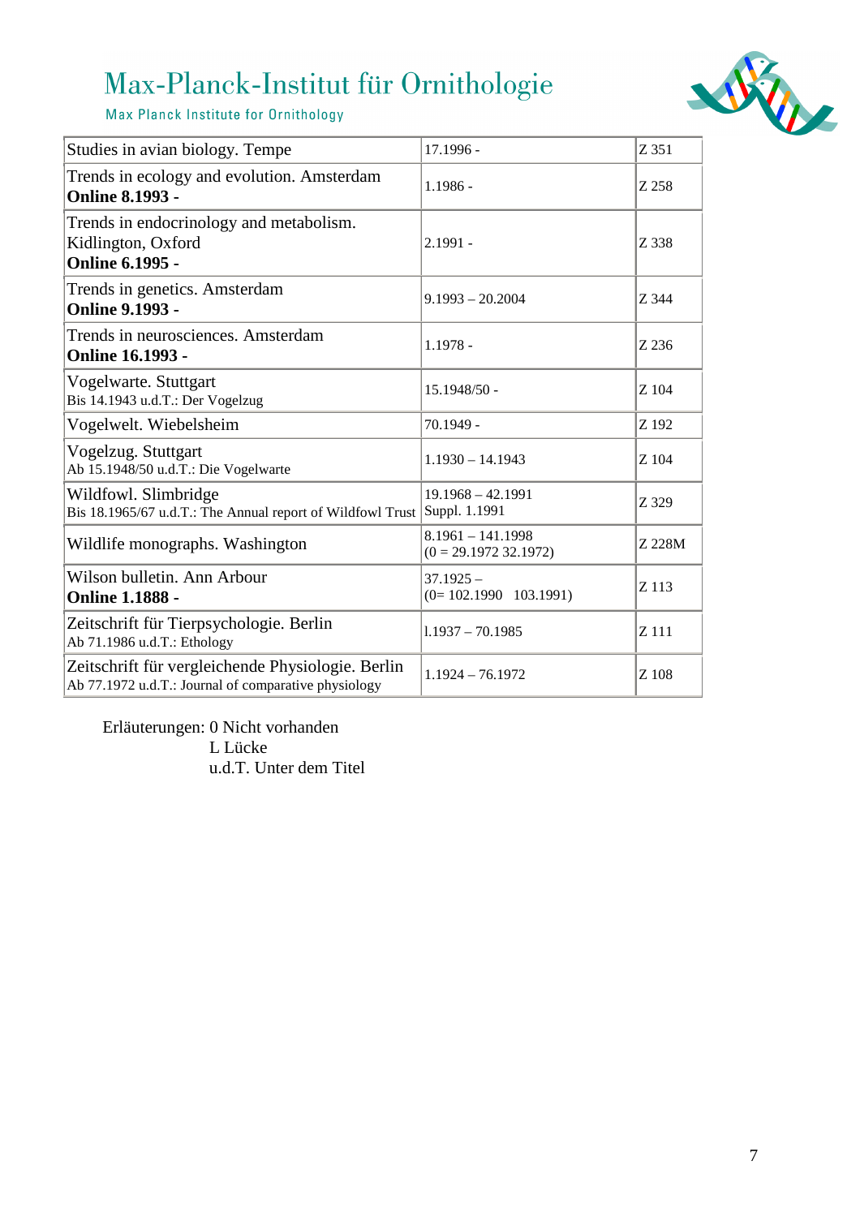# Max-Planck-Institut für Ornithologie

Max Planck Institute for Ornithology

| | | |
|---|---|---|
| Studies in avian biology. Tempe | 17.1996 - | Z 351 |
| Trends in ecology and evolution. Amsterdam<br>**Online 8.1993 -** | 1.1986 - | Z 258 |
| Trends in endocrinology and metabolism. Kidlington, Oxford<br>**Online 6.1995 -** | 2.1991 - | Z 338 |
| Trends in genetics. Amsterdam<br>**Online 9.1993 -** | 9.1993 – 20.2004 | Z 344 |
| Trends in neurosciences. Amsterdam<br>**Online 16.1993 -** | 1.1978 - | Z 236 |
| Vogelwarte. Stuttgart<br>Bis 14.1943 u.d.T.: Der Vogelzug | 15.1948/50 - | Z 104 |
| Vogelwelt. Wiebelsheim | 70.1949 - | Z 192 |
| Vogelzug. Stuttgart<br>Ab 15.1948/50 u.d.T.: Die Vogelwarte | 1.1930 – 14.1943 | Z 104 |
| Wildfowl. Slimbridge<br>Bis 18.1965/67 u.d.T.: The Annual report of Wildfowl Trust | 19.1968 – 42.1991<br>Suppl. 1.1991 | Z 329 |
| Wildlife monographs. Washington | 8.1961 – 141.1998<br>(0 = 29.1972 32.1972) | Z 228M |
| Wilson bulletin. Ann Arbour<br>**Online 1.1888 -** | 37.1925 –<br>(0= 102.1990 103.1991) | Z 113 |
| Zeitschrift für Tierpsychologie. Berlin<br>Ab 71.1986 u.d.T.: Ethology | 1.1937 – 70.1985 | Z 111 |
| Zeitschrift für vergleichende Physiologie. Berlin<br>Ab 77.1972 u.d.T.: Journal of comparative physiology | 1.1924 – 76.1972 | Z 108 |

Erläuterungen: 0 Nicht vorhanden
L Lücke
u.d.T. Unter dem Titel